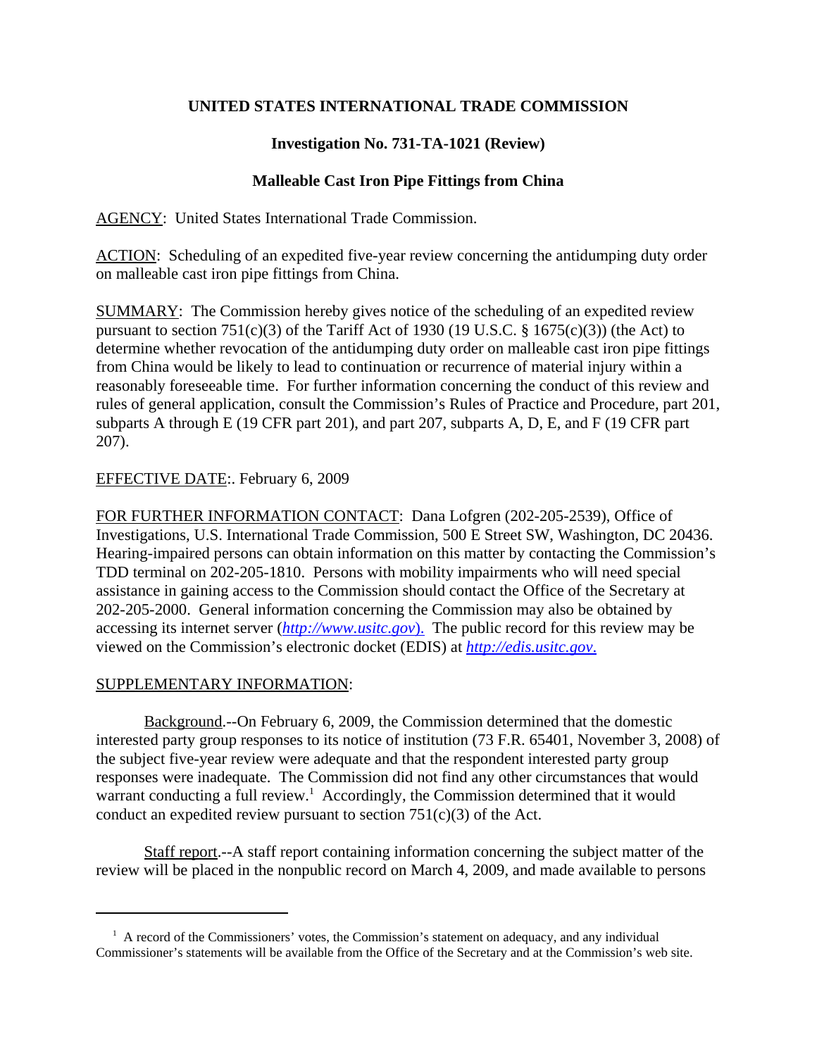# UNITED STATES INTERNATIONAL TRADE COMMISSION

## Investigation No. 731-TA-1021 (Review)

## Malleable Cast Iron Pipe Fittings from China

AGENCY: United States International Trade Commission.

ACTION: Scheduling of an expedited five-year review concerning the antidumping duty order on malleable cast iron pipe fittings from China.

SUMMARY: The Commission hereby gives notice of the scheduling of an expedited review pursuant to section 751(c)(3) of the Tariff Act of 1930 (19 U.S.C. § 1675(c)(3)) (the Act) to determine whether revocation of the antidumping duty order on malleable cast iron pipe fittings from China would be likely to lead to continuation or recurrence of material injury within a reasonably foreseeable time. For further information concerning the conduct of this review and rules of general application, consult the Commission's Rules of Practice and Procedure, part 201, subparts A through E (19 CFR part 201), and part 207, subparts A, D, E, and F (19 CFR part 207).

EFFECTIVE DATE:. February 6, 2009

FOR FURTHER INFORMATION CONTACT: Dana Lofgren (202-205-2539), Office of Investigations, U.S. International Trade Commission, 500 E Street SW, Washington, DC 20436. Hearing-impaired persons can obtain information on this matter by contacting the Commission's TDD terminal on 202-205-1810. Persons with mobility impairments who will need special assistance in gaining access to the Commission should contact the Office of the Secretary at 202-205-2000. General information concerning the Commission may also be obtained by accessing its internet server (*http://www.usitc.gov*). The public record for this review may be viewed on the Commission's electronic docket (EDIS) at *http://edis.usitc.gov*.

SUPPLEMENTARY INFORMATION:

Background.--On February 6, 2009, the Commission determined that the domestic interested party group responses to its notice of institution (73 F.R. 65401, November 3, 2008) of the subject five-year review were adequate and that the respondent interested party group responses were inadequate. The Commission did not find any other circumstances that would warrant conducting a full review.[1] Accordingly, the Commission determined that it would conduct an expedited review pursuant to section 751(c)(3) of the Act.

Staff report.--A staff report containing information concerning the subject matter of the review will be placed in the nonpublic record on March 4, 2009, and made available to persons

[1] A record of the Commissioners' votes, the Commission's statement on adequacy, and any individual Commissioner's statements will be available from the Office of the Secretary and at the Commission's web site.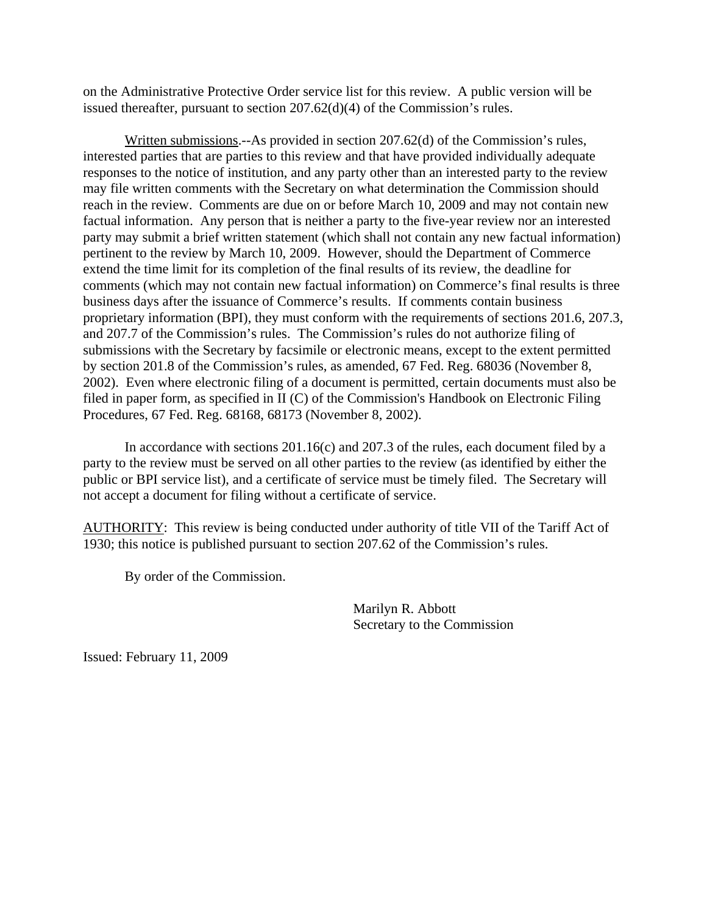on the Administrative Protective Order service list for this review. A public version will be issued thereafter, pursuant to section 207.62(d)(4) of the Commission's rules.

Written submissions.--As provided in section 207.62(d) of the Commission's rules, interested parties that are parties to this review and that have provided individually adequate responses to the notice of institution, and any party other than an interested party to the review may file written comments with the Secretary on what determination the Commission should reach in the review. Comments are due on or before March 10, 2009 and may not contain new factual information. Any person that is neither a party to the five-year review nor an interested party may submit a brief written statement (which shall not contain any new factual information) pertinent to the review by March 10, 2009. However, should the Department of Commerce extend the time limit for its completion of the final results of its review, the deadline for comments (which may not contain new factual information) on Commerce's final results is three business days after the issuance of Commerce's results. If comments contain business proprietary information (BPI), they must conform with the requirements of sections 201.6, 207.3, and 207.7 of the Commission's rules. The Commission's rules do not authorize filing of submissions with the Secretary by facsimile or electronic means, except to the extent permitted by section 201.8 of the Commission's rules, as amended, 67 Fed. Reg. 68036 (November 8, 2002). Even where electronic filing of a document is permitted, certain documents must also be filed in paper form, as specified in II (C) of the Commission's Handbook on Electronic Filing Procedures, 67 Fed. Reg. 68168, 68173 (November 8, 2002).

In accordance with sections 201.16(c) and 207.3 of the rules, each document filed by a party to the review must be served on all other parties to the review (as identified by either the public or BPI service list), and a certificate of service must be timely filed. The Secretary will not accept a document for filing without a certificate of service.

AUTHORITY: This review is being conducted under authority of title VII of the Tariff Act of 1930; this notice is published pursuant to section 207.62 of the Commission's rules.

By order of the Commission.

Marilyn R. Abbott
Secretary to the Commission

Issued: February 11, 2009